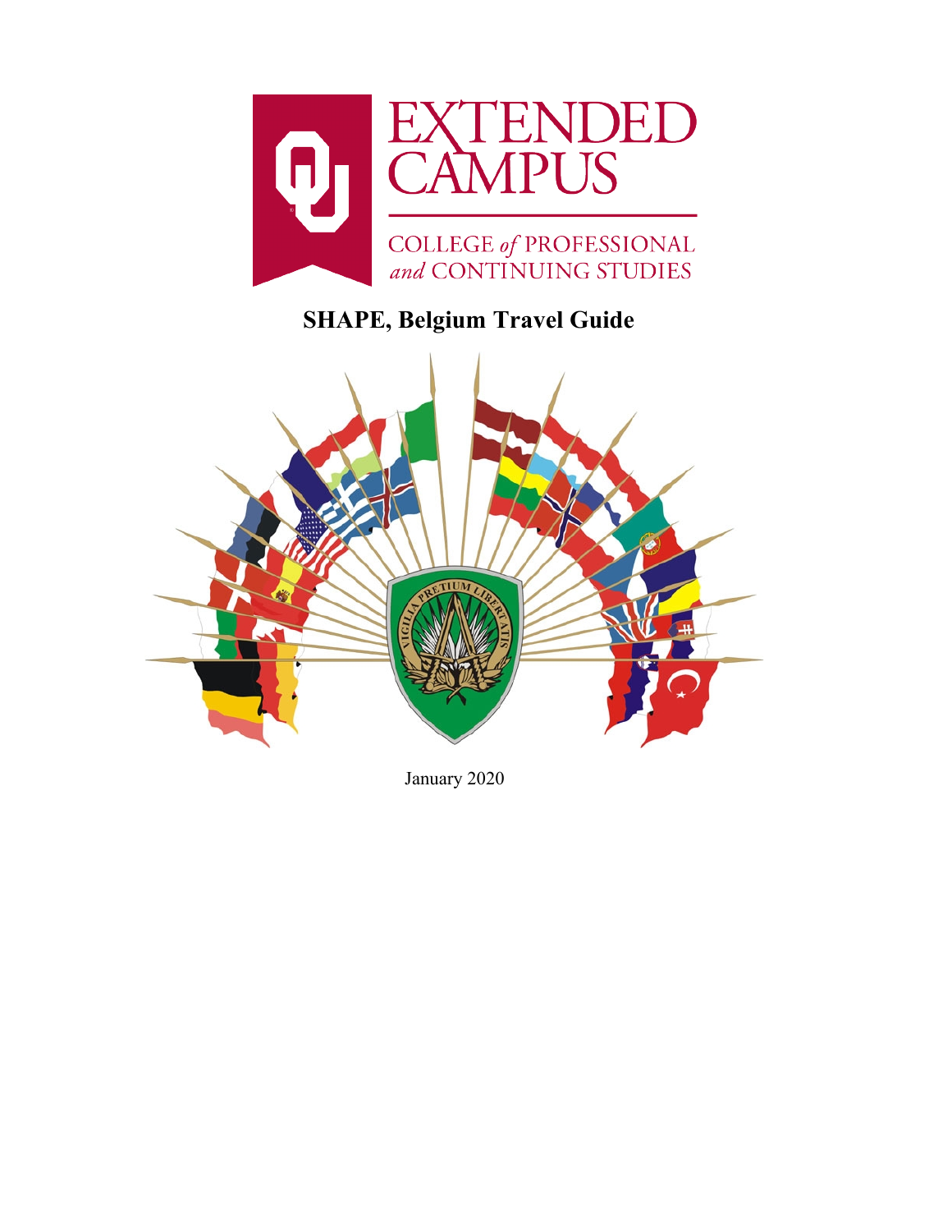EXTENDED CAMPUS

COLLEGE *of* PROFESSIONAL *and* CONTINUING STUDIES

# SHAPE, Belgium Travel Guide

January 2020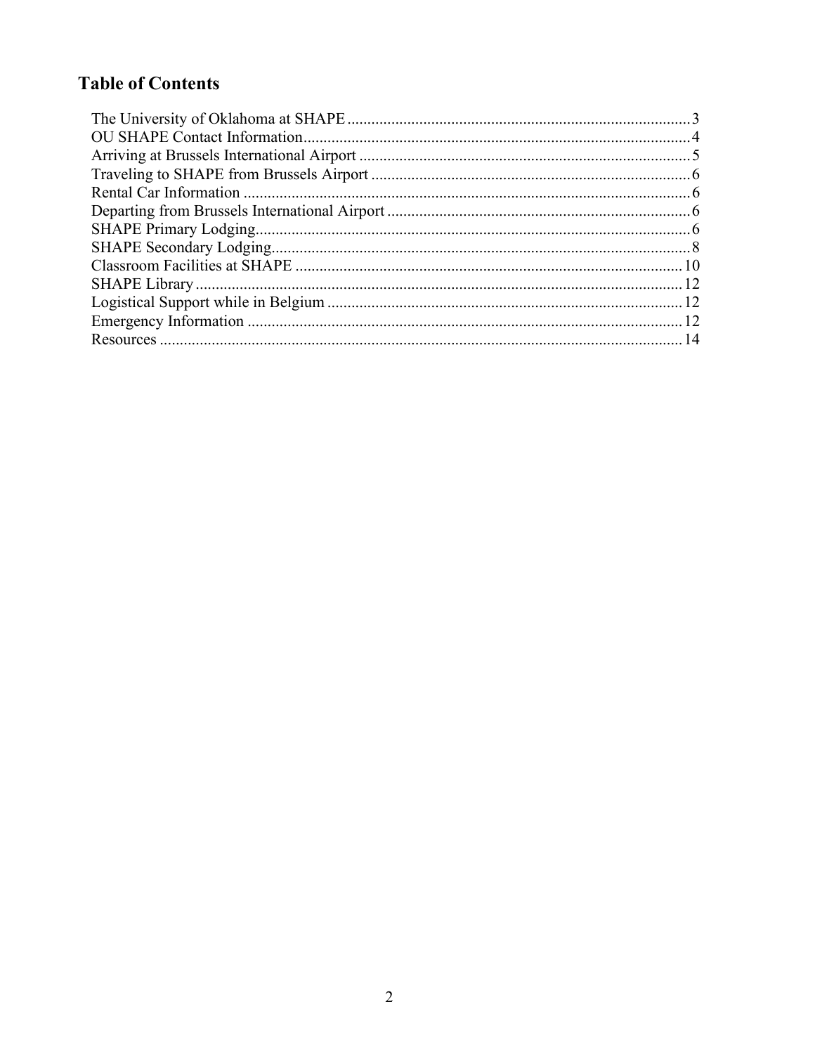# Table of Contents

The University of Oklahoma at SHAPE ..... 3
OU SHAPE Contact Information ..... 4
Arriving at Brussels International Airport ..... 5
Traveling to SHAPE from Brussels Airport ..... 6
Rental Car Information ..... 6
Departing from Brussels International Airport ..... 6
SHAPE Primary Lodging ..... 6
SHAPE Secondary Lodging ..... 8
Classroom Facilities at SHAPE ..... 10
SHAPE Library ..... 12
Logistical Support while in Belgium ..... 12
Emergency Information ..... 12
Resources ..... 14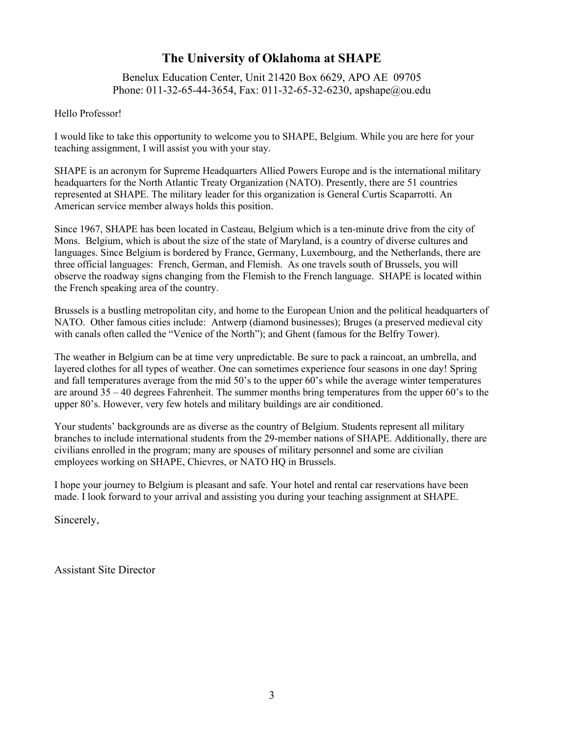# The University of Oklahoma at SHAPE

Benelux Education Center, Unit 21420 Box 6629, APO AE 09705
Phone: 011-32-65-44-3654, Fax: 011-32-65-32-6230, apshape@ou.edu

Hello Professor!

I would like to take this opportunity to welcome you to SHAPE, Belgium. While you are here for your teaching assignment, I will assist you with your stay.

SHAPE is an acronym for Supreme Headquarters Allied Powers Europe and is the international military headquarters for the North Atlantic Treaty Organization (NATO). Presently, there are 51 countries represented at SHAPE. The military leader for this organization is General Curtis Scaparrotti. An American service member always holds this position.

Since 1967, SHAPE has been located in Casteau, Belgium which is a ten-minute drive from the city of Mons. Belgium, which is about the size of the state of Maryland, is a country of diverse cultures and languages. Since Belgium is bordered by France, Germany, Luxembourg, and the Netherlands, there are three official languages: French, German, and Flemish. As one travels south of Brussels, you will observe the roadway signs changing from the Flemish to the French language. SHAPE is located within the French speaking area of the country.

Brussels is a bustling metropolitan city, and home to the European Union and the political headquarters of NATO. Other famous cities include: Antwerp (diamond businesses); Bruges (a preserved medieval city with canals often called the "Venice of the North"); and Ghent (famous for the Belfry Tower).

The weather in Belgium can be at time very unpredictable. Be sure to pack a raincoat, an umbrella, and layered clothes for all types of weather. One can sometimes experience four seasons in one day! Spring and fall temperatures average from the mid 50's to the upper 60's while the average winter temperatures are around 35 – 40 degrees Fahrenheit. The summer months bring temperatures from the upper 60's to the upper 80's. However, very few hotels and military buildings are air conditioned.

Your students' backgrounds are as diverse as the country of Belgium. Students represent all military branches to include international students from the 29-member nations of SHAPE. Additionally, there are civilians enrolled in the program; many are spouses of military personnel and some are civilian employees working on SHAPE, Chievres, or NATO HQ in Brussels.

I hope your journey to Belgium is pleasant and safe. Your hotel and rental car reservations have been made. I look forward to your arrival and assisting you during your teaching assignment at SHAPE.

Sincerely,

Assistant Site Director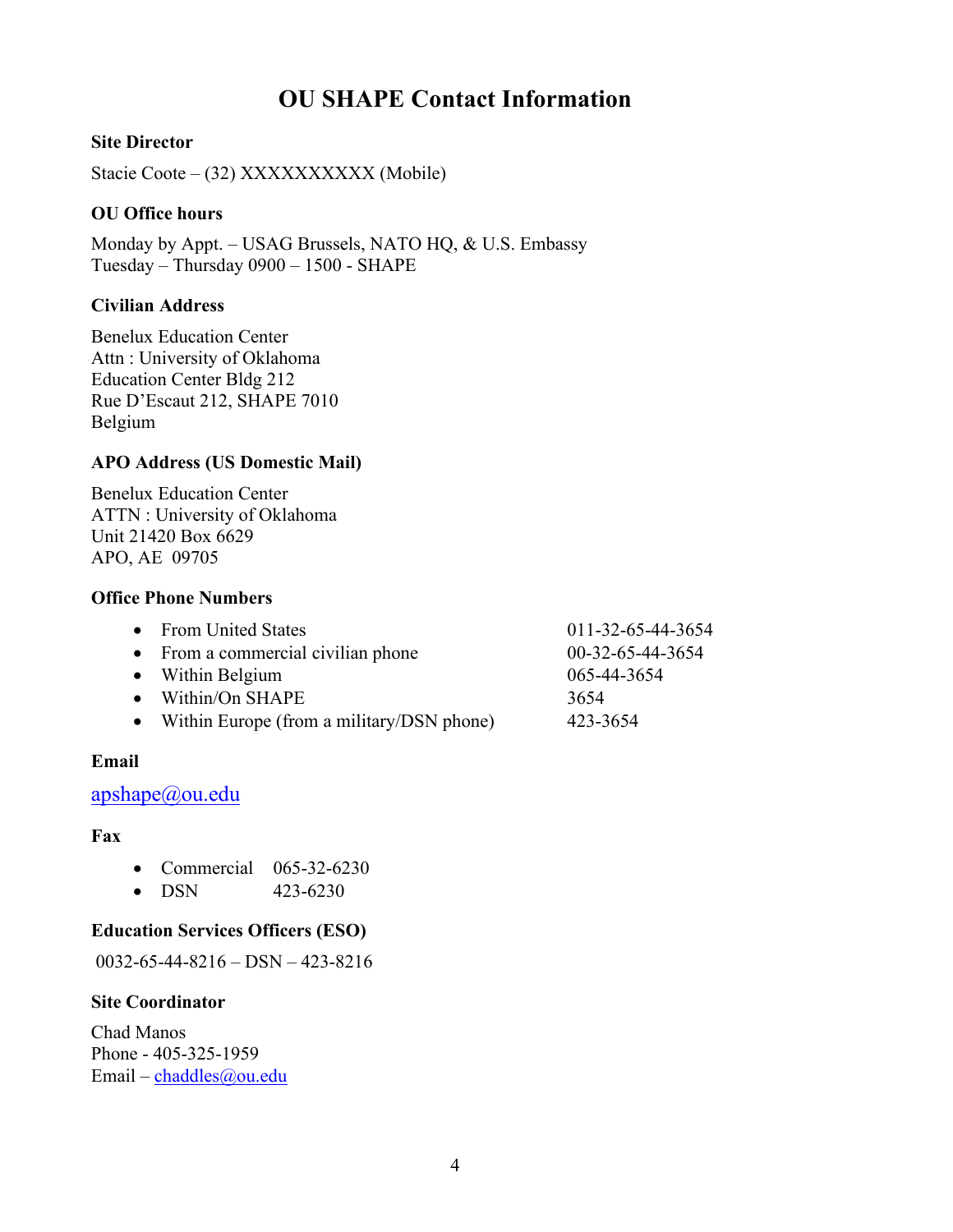# OU SHAPE Contact Information

### Site Director

Stacie Coote – (32) XXXXXXXXXX (Mobile)

### OU Office hours

Monday by Appt. – USAG Brussels, NATO HQ, & U.S. Embassy
Tuesday – Thursday 0900 – 1500 - SHAPE

### Civilian Address

Benelux Education Center
Attn : University of Oklahoma
Education Center Bldg 212
Rue D'Escaut 212, SHAPE 7010
Belgium

### APO Address (US Domestic Mail)

Benelux Education Center
ATTN : University of Oklahoma
Unit 21420 Box 6629
APO, AE 09705

### Office Phone Numbers

- From United States 011-32-65-44-3654
- From a commercial civilian phone 00-32-65-44-3654
- Within Belgium 065-44-3654
- Within/On SHAPE 3654
- Within Europe (from a military/DSN phone) 423-3654

### Email

apshape@ou.edu

### Fax

- Commercial 065-32-6230
- DSN 423-6230

### Education Services Officers (ESO)

0032-65-44-8216 – DSN – 423-8216

### Site Coordinator

Chad Manos
Phone - 405-325-1959
Email – chaddles@ou.edu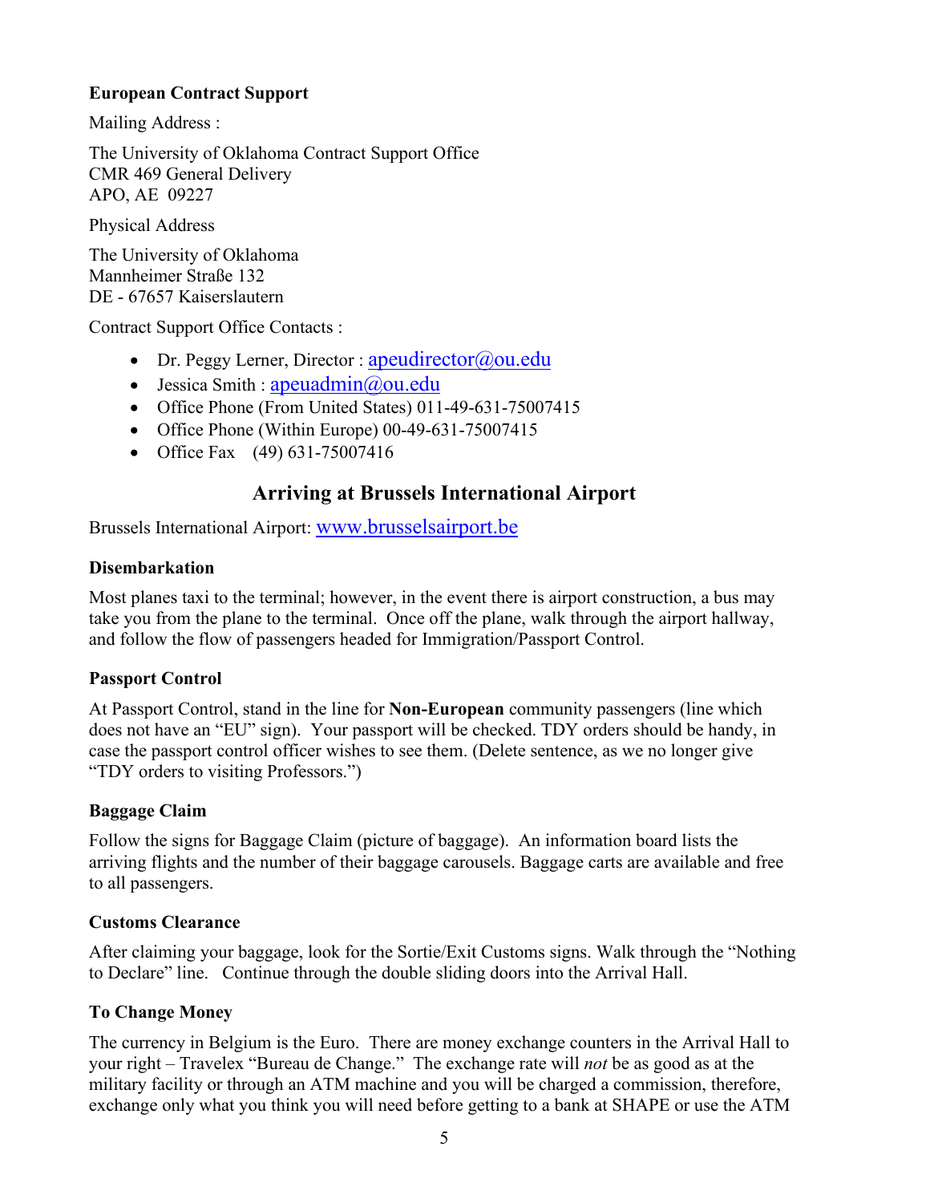**European Contract Support**

Mailing Address :

The University of Oklahoma Contract Support Office
CMR 469 General Delivery
APO, AE 09227

Physical Address

The University of Oklahoma
Mannheimer Straße 132
DE - 67657 Kaiserslautern

Contract Support Office Contacts :

- Dr. Peggy Lerner, Director : apeudirector@ou.edu
- Jessica Smith : apeuadmin@ou.edu
- Office Phone (From United States) 011-49-631-75007415
- Office Phone (Within Europe) 00-49-631-75007415
- Office Fax (49) 631-75007416

## Arriving at Brussels International Airport

Brussels International Airport: www.brusselsairport.be

**Disembarkation**

Most planes taxi to the terminal; however, in the event there is airport construction, a bus may take you from the plane to the terminal. Once off the plane, walk through the airport hallway, and follow the flow of passengers headed for Immigration/Passport Control.

**Passport Control**

At Passport Control, stand in the line for **Non-European** community passengers (line which does not have an "EU" sign). Your passport will be checked. TDY orders should be handy, in case the passport control officer wishes to see them. (Delete sentence, as we no longer give "TDY orders to visiting Professors.")

**Baggage Claim**

Follow the signs for Baggage Claim (picture of baggage). An information board lists the arriving flights and the number of their baggage carousels. Baggage carts are available and free to all passengers.

**Customs Clearance**

After claiming your baggage, look for the Sortie/Exit Customs signs. Walk through the "Nothing to Declare" line. Continue through the double sliding doors into the Arrival Hall.

**To Change Money**

The currency in Belgium is the Euro. There are money exchange counters in the Arrival Hall to your right – Travelex "Bureau de Change." The exchange rate will *not* be as good as at the military facility or through an ATM machine and you will be charged a commission, therefore, exchange only what you think you will need before getting to a bank at SHAPE or use the ATM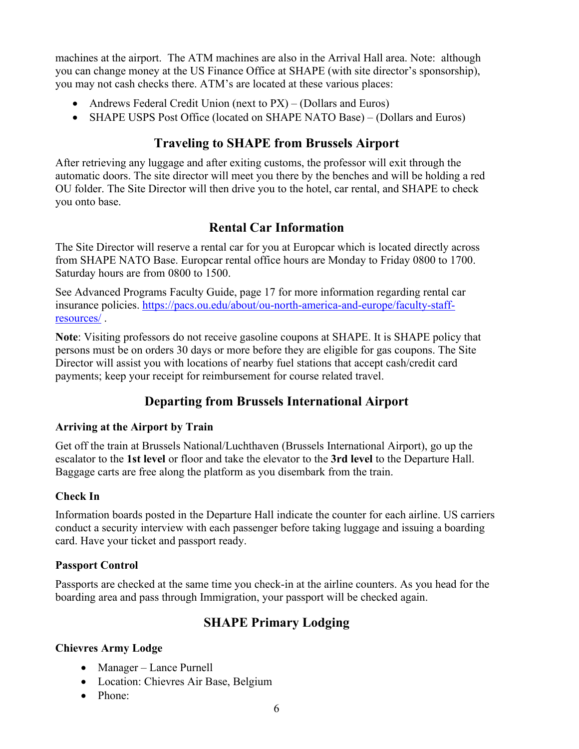machines at the airport. The ATM machines are also in the Arrival Hall area. Note: although you can change money at the US Finance Office at SHAPE (with site director's sponsorship), you may not cash checks there. ATM's are located at these various places:

- Andrews Federal Credit Union (next to PX) – (Dollars and Euros)
- SHAPE USPS Post Office (located on SHAPE NATO Base) – (Dollars and Euros)

## Traveling to SHAPE from Brussels Airport

After retrieving any luggage and after exiting customs, the professor will exit through the automatic doors. The site director will meet you there by the benches and will be holding a red OU folder. The Site Director will then drive you to the hotel, car rental, and SHAPE to check you onto base.

## Rental Car Information

The Site Director will reserve a rental car for you at Europcar which is located directly across from SHAPE NATO Base. Europcar rental office hours are Monday to Friday 0800 to 1700. Saturday hours are from 0800 to 1500.

See Advanced Programs Faculty Guide, page 17 for more information regarding rental car insurance policies. [https://pacs.ou.edu/about/ou-north-america-and-europe/faculty-staff-resources/](https://pacs.ou.edu/about/ou-north-america-and-europe/faculty-staff-resources/) .

**Note**: Visiting professors do not receive gasoline coupons at SHAPE. It is SHAPE policy that persons must be on orders 30 days or more before they are eligible for gas coupons. The Site Director will assist you with locations of nearby fuel stations that accept cash/credit card payments; keep your receipt for reimbursement for course related travel.

## Departing from Brussels International Airport

### Arriving at the Airport by Train

Get off the train at Brussels National/Luchthaven (Brussels International Airport), go up the escalator to the **1st level** or floor and take the elevator to the **3rd level** to the Departure Hall. Baggage carts are free along the platform as you disembark from the train.

### Check In

Information boards posted in the Departure Hall indicate the counter for each airline. US carriers conduct a security interview with each passenger before taking luggage and issuing a boarding card. Have your ticket and passport ready.

### Passport Control

Passports are checked at the same time you check-in at the airline counters. As you head for the boarding area and pass through Immigration, your passport will be checked again.

## SHAPE Primary Lodging

### Chievres Army Lodge

- Manager – Lance Purnell
- Location: Chievres Air Base, Belgium
- Phone: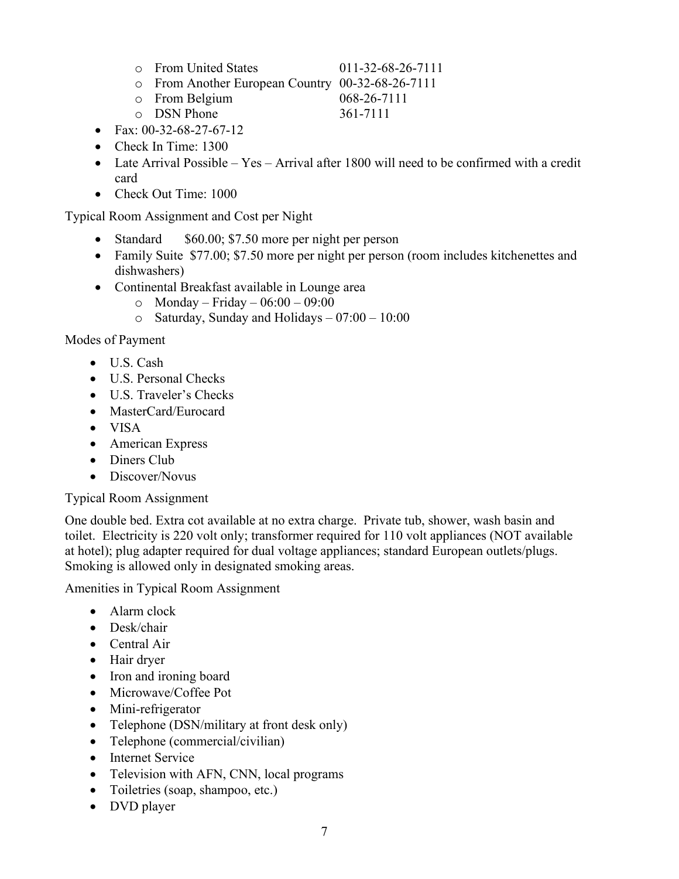- From United States 011-32-68-26-7111
  - From Another European Country 00-32-68-26-7111
  - From Belgium 068-26-7111
  - DSN Phone 361-7111
- Fax: 00-32-68-27-67-12
- Check In Time: 1300
- Late Arrival Possible – Yes – Arrival after 1800 will need to be confirmed with a credit card
- Check Out Time: 1000

Typical Room Assignment and Cost per Night

- Standard $60.00; $7.50 more per night per person
- Family Suite $77.00; $7.50 more per night per person (room includes kitchenettes and dishwashers)
- Continental Breakfast available in Lounge area
  - Monday – Friday – 06:00 – 09:00
  - Saturday, Sunday and Holidays – 07:00 – 10:00

Modes of Payment

- U.S. Cash
- U.S. Personal Checks
- U.S. Traveler's Checks
- MasterCard/Eurocard
- VISA
- American Express
- Diners Club
- Discover/Novus

Typical Room Assignment

One double bed. Extra cot available at no extra charge. Private tub, shower, wash basin and toilet. Electricity is 220 volt only; transformer required for 110 volt appliances (NOT available at hotel); plug adapter required for dual voltage appliances; standard European outlets/plugs. Smoking is allowed only in designated smoking areas.

Amenities in Typical Room Assignment

- Alarm clock
- Desk/chair
- Central Air
- Hair dryer
- Iron and ironing board
- Microwave/Coffee Pot
- Mini-refrigerator
- Telephone (DSN/military at front desk only)
- Telephone (commercial/civilian)
- Internet Service
- Television with AFN, CNN, local programs
- Toiletries (soap, shampoo, etc.)
- DVD player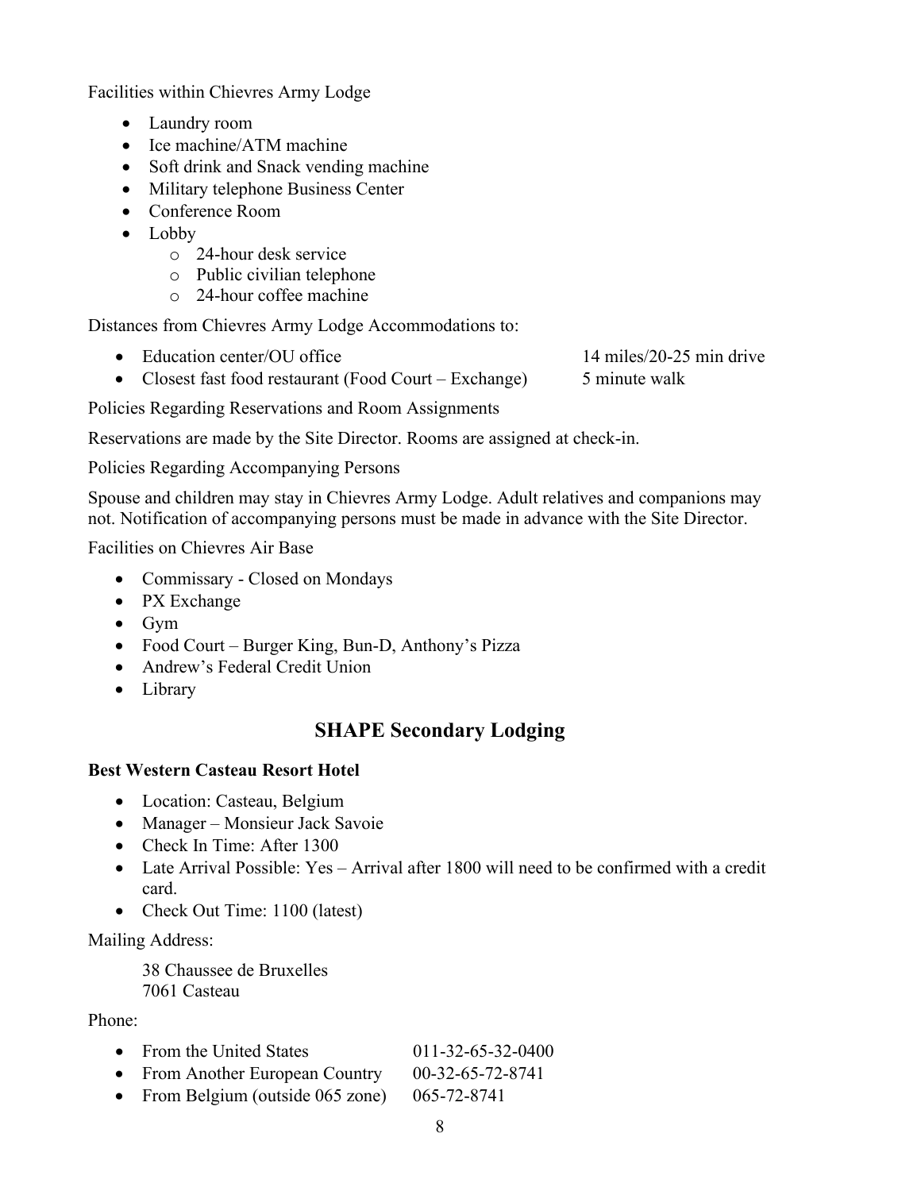Facilities within Chievres Army Lodge

- Laundry room
- Ice machine/ATM machine
- Soft drink and Snack vending machine
- Military telephone Business Center
- Conference Room
- Lobby
    - 24-hour desk service
    - Public civilian telephone
    - 24-hour coffee machine

Distances from Chievres Army Lodge Accommodations to:

| | |
|---|---|
| Education center/OU office | 14 miles/20-25 min drive |
| Closest fast food restaurant (Food Court – Exchange) | 5 minute walk |

Policies Regarding Reservations and Room Assignments

Reservations are made by the Site Director. Rooms are assigned at check-in.

Policies Regarding Accompanying Persons

Spouse and children may stay in Chievres Army Lodge. Adult relatives and companions may not. Notification of accompanying persons must be made in advance with the Site Director.

Facilities on Chievres Air Base

- Commissary - Closed on Mondays
- PX Exchange
- Gym
- Food Court – Burger King, Bun-D, Anthony's Pizza
- Andrew's Federal Credit Union
- Library

## SHAPE Secondary Lodging

**Best Western Casteau Resort Hotel**

- Location: Casteau, Belgium
- Manager – Monsieur Jack Savoie
- Check In Time: After 1300
- Late Arrival Possible: Yes – Arrival after 1800 will need to be confirmed with a credit card.
- Check Out Time: 1100 (latest)

Mailing Address:

38 Chaussee de Bruxelles
7061 Casteau

Phone:

| | |
|---|---|
| From the United States | 011-32-65-32-0400 |
| From Another European Country | 00-32-65-72-8741 |
| From Belgium (outside 065 zone) | 065-72-8741 |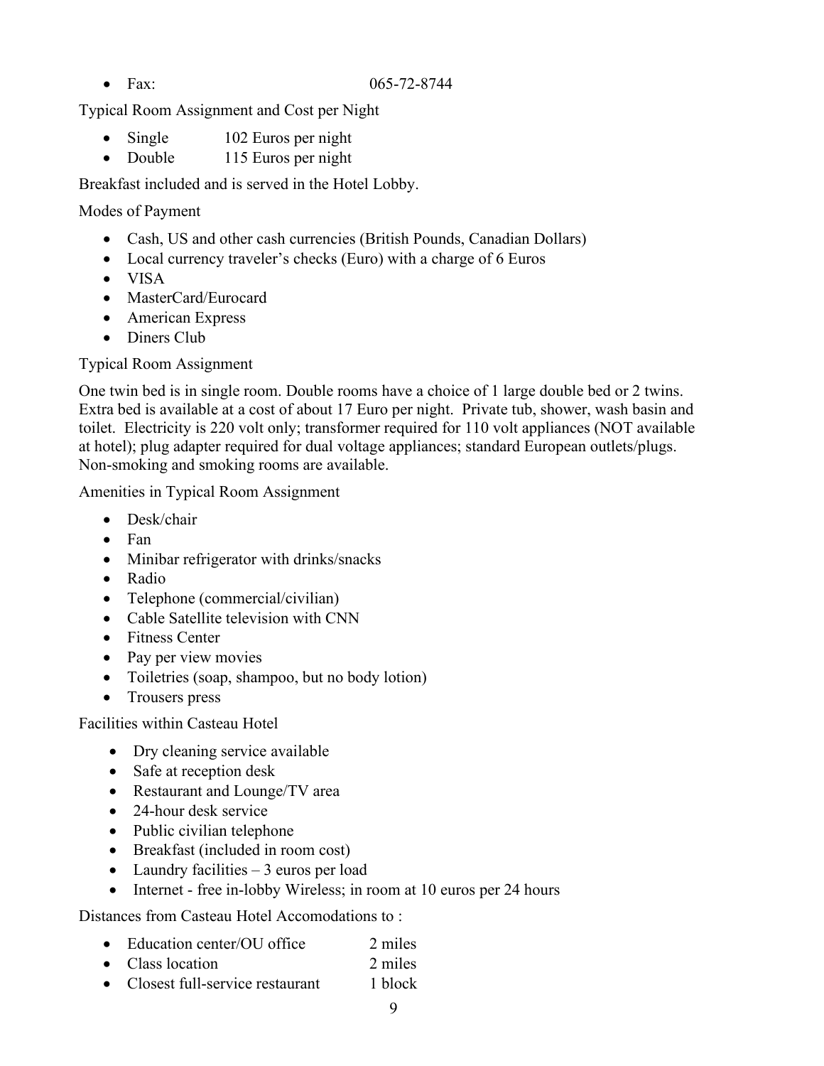- Fax: 065-72-8744

Typical Room Assignment and Cost per Night

- Single 102 Euros per night
- Double 115 Euros per night

Breakfast included and is served in the Hotel Lobby.

Modes of Payment

- Cash, US and other cash currencies (British Pounds, Canadian Dollars)
- Local currency traveler's checks (Euro) with a charge of 6 Euros
- VISA
- MasterCard/Eurocard
- American Express
- Diners Club

Typical Room Assignment

One twin bed is in single room. Double rooms have a choice of 1 large double bed or 2 twins. Extra bed is available at a cost of about 17 Euro per night. Private tub, shower, wash basin and toilet. Electricity is 220 volt only; transformer required for 110 volt appliances (NOT available at hotel); plug adapter required for dual voltage appliances; standard European outlets/plugs. Non-smoking and smoking rooms are available.

Amenities in Typical Room Assignment

- Desk/chair
- Fan
- Minibar refrigerator with drinks/snacks
- Radio
- Telephone (commercial/civilian)
- Cable Satellite television with CNN
- Fitness Center
- Pay per view movies
- Toiletries (soap, shampoo, but no body lotion)
- Trousers press

Facilities within Casteau Hotel

- Dry cleaning service available
- Safe at reception desk
- Restaurant and Lounge/TV area
- 24-hour desk service
- Public civilian telephone
- Breakfast (included in room cost)
- Laundry facilities – 3 euros per load
- Internet - free in-lobby Wireless; in room at 10 euros per 24 hours

Distances from Casteau Hotel Accomodations to :

- Education center/OU office 2 miles
- Class location 2 miles
- Closest full-service restaurant 1 block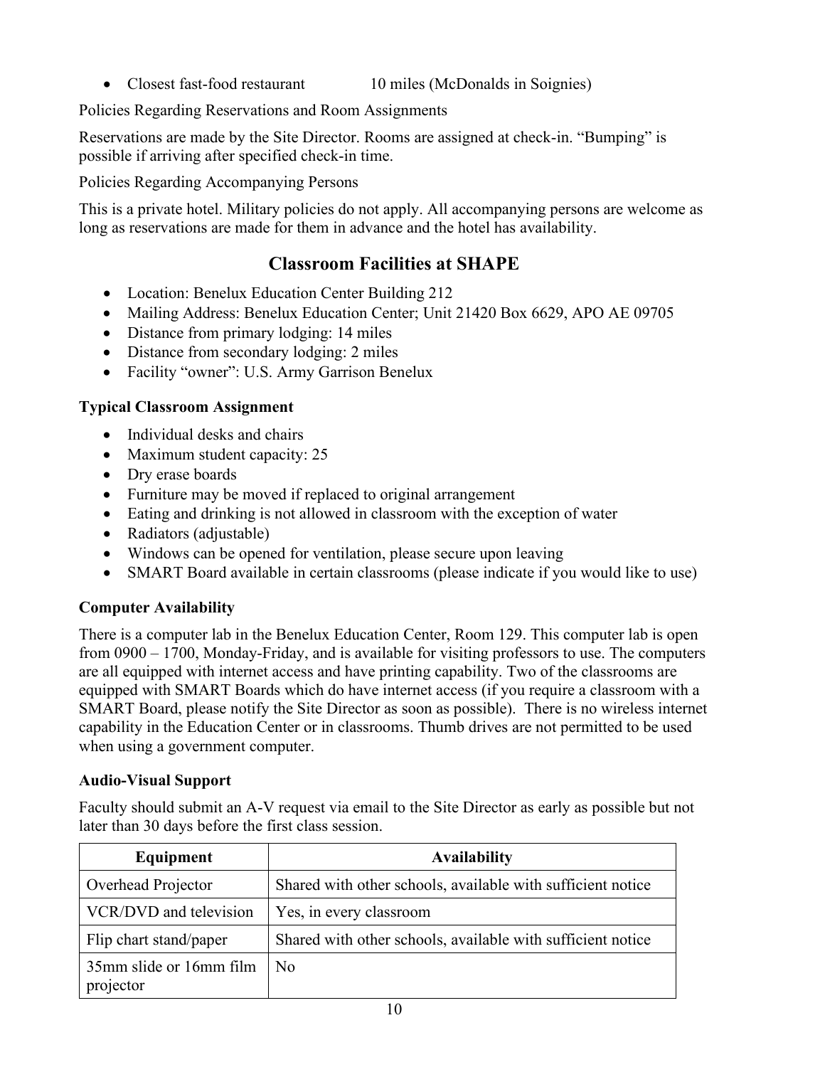- Closest fast-food restaurant 10 miles (McDonalds in Soignies)

Policies Regarding Reservations and Room Assignments

Reservations are made by the Site Director. Rooms are assigned at check-in. "Bumping" is possible if arriving after specified check-in time.

Policies Regarding Accompanying Persons

This is a private hotel. Military policies do not apply. All accompanying persons are welcome as long as reservations are made for them in advance and the hotel has availability.

## Classroom Facilities at SHAPE

- Location: Benelux Education Center Building 212
- Mailing Address: Benelux Education Center; Unit 21420 Box 6629, APO AE 09705
- Distance from primary lodging: 14 miles
- Distance from secondary lodging: 2 miles
- Facility "owner": U.S. Army Garrison Benelux

### Typical Classroom Assignment

- Individual desks and chairs
- Maximum student capacity: 25
- Dry erase boards
- Furniture may be moved if replaced to original arrangement
- Eating and drinking is not allowed in classroom with the exception of water
- Radiators (adjustable)
- Windows can be opened for ventilation, please secure upon leaving
- SMART Board available in certain classrooms (please indicate if you would like to use)

### Computer Availability

There is a computer lab in the Benelux Education Center, Room 129. This computer lab is open from 0900 – 1700, Monday-Friday, and is available for visiting professors to use. The computers are all equipped with internet access and have printing capability. Two of the classrooms are equipped with SMART Boards which do have internet access (if you require a classroom with a SMART Board, please notify the Site Director as soon as possible). There is no wireless internet capability in the Education Center or in classrooms. Thumb drives are not permitted to be used when using a government computer.

### Audio-Visual Support

Faculty should submit an A-V request via email to the Site Director as early as possible but not later than 30 days before the first class session.

| Equipment | Availability |
|---|---|
| Overhead Projector | Shared with other schools, available with sufficient notice |
| VCR/DVD and television | Yes, in every classroom |
| Flip chart stand/paper | Shared with other schools, available with sufficient notice |
| 35mm slide or 16mm film projector | No |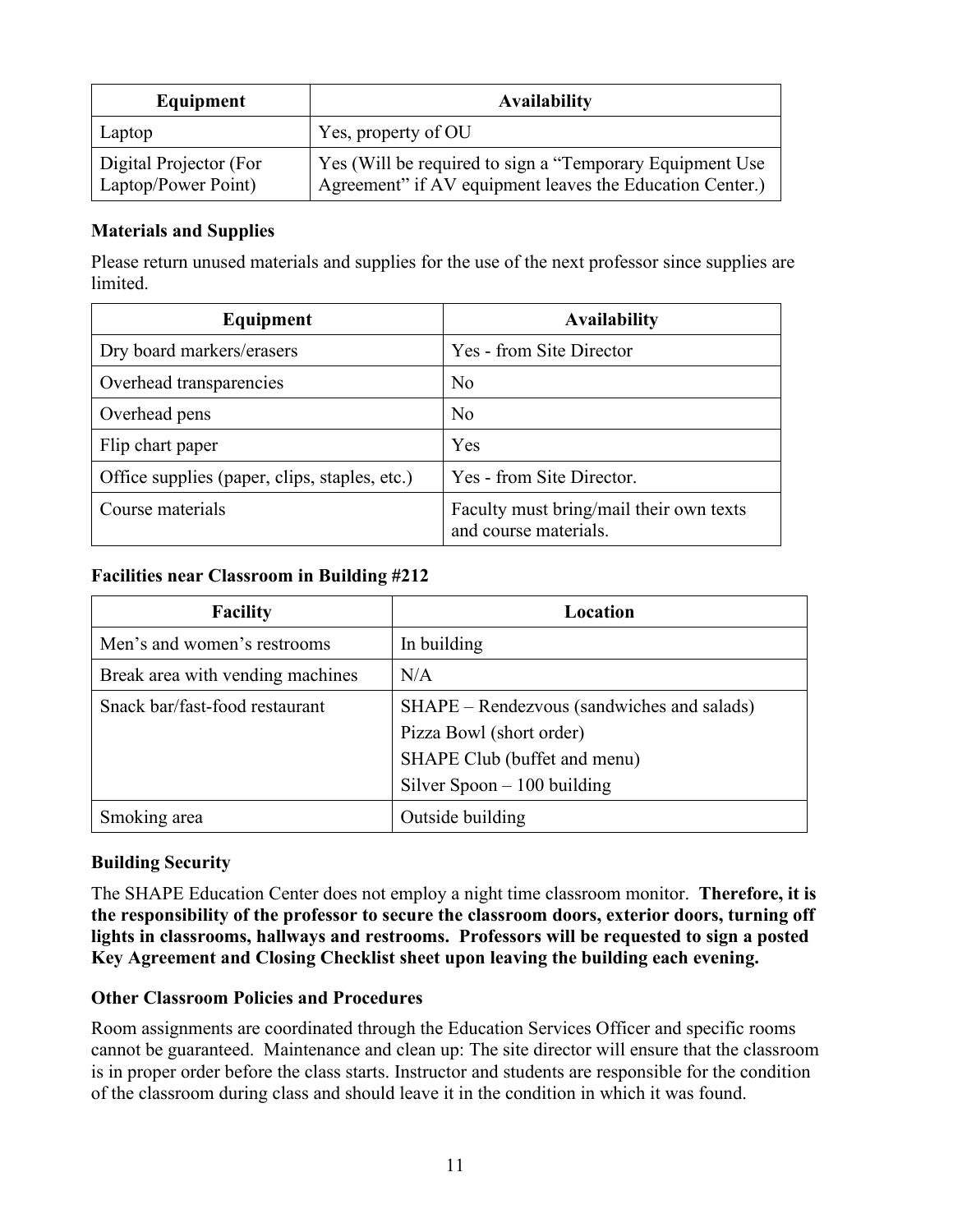| Equipment | Availability |
|---|---|
| Laptop | Yes, property of OU |
| Digital Projector (For Laptop/Power Point) | Yes (Will be required to sign a "Temporary Equipment Use Agreement" if AV equipment leaves the Education Center.) |

### Materials and Supplies

Please return unused materials and supplies for the use of the next professor since supplies are limited.

| Equipment | Availability |
|---|---|
| Dry board markers/erasers | Yes - from Site Director |
| Overhead transparencies | No |
| Overhead pens | No |
| Flip chart paper | Yes |
| Office supplies (paper, clips, staples, etc.) | Yes - from Site Director. |
| Course materials | Faculty must bring/mail their own texts and course materials. |

### Facilities near Classroom in Building #212

| Facility | Location |
|---|---|
| Men's and women's restrooms | In building |
| Break area with vending machines | N/A |
| Snack bar/fast-food restaurant | SHAPE – Rendezvous (sandwiches and salads)<br>Pizza Bowl (short order)<br>SHAPE Club (buffet and menu)<br>Silver Spoon – 100 building |
| Smoking area | Outside building |

### Building Security

The SHAPE Education Center does not employ a night time classroom monitor. **Therefore, it is the responsibility of the professor to secure the classroom doors, exterior doors, turning off lights in classrooms, hallways and restrooms. Professors will be requested to sign a posted Key Agreement and Closing Checklist sheet upon leaving the building each evening.**

### Other Classroom Policies and Procedures

Room assignments are coordinated through the Education Services Officer and specific rooms cannot be guaranteed. Maintenance and clean up: The site director will ensure that the classroom is in proper order before the class starts. Instructor and students are responsible for the condition of the classroom during class and should leave it in the condition in which it was found.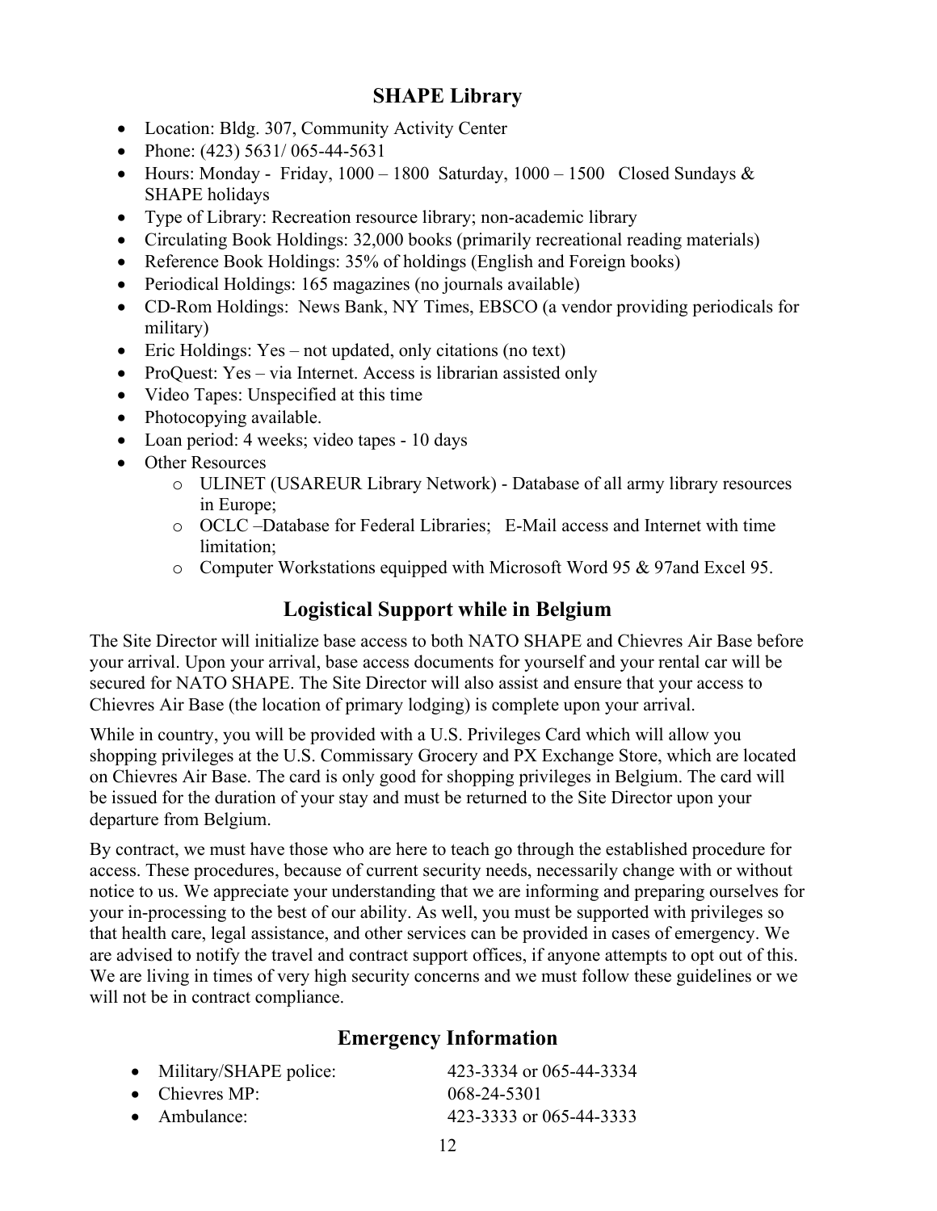## SHAPE Library

- Location: Bldg. 307, Community Activity Center
- Phone: (423) 5631/ 065-44-5631
- Hours: Monday - Friday, 1000 – 1800 Saturday, 1000 – 1500 Closed Sundays & SHAPE holidays
- Type of Library: Recreation resource library; non-academic library
- Circulating Book Holdings: 32,000 books (primarily recreational reading materials)
- Reference Book Holdings: 35% of holdings (English and Foreign books)
- Periodical Holdings: 165 magazines (no journals available)
- CD-Rom Holdings: News Bank, NY Times, EBSCO (a vendor providing periodicals for military)
- Eric Holdings: Yes – not updated, only citations (no text)
- ProQuest: Yes – via Internet. Access is librarian assisted only
- Video Tapes: Unspecified at this time
- Photocopying available.
- Loan period: 4 weeks; video tapes - 10 days
- Other Resources
  - ULINET (USAREUR Library Network) - Database of all army library resources in Europe;
  - OCLC –Database for Federal Libraries; E-Mail access and Internet with time limitation;
  - Computer Workstations equipped with Microsoft Word 95 & 97and Excel 95.

## Logistical Support while in Belgium

The Site Director will initialize base access to both NATO SHAPE and Chievres Air Base before your arrival. Upon your arrival, base access documents for yourself and your rental car will be secured for NATO SHAPE. The Site Director will also assist and ensure that your access to Chievres Air Base (the location of primary lodging) is complete upon your arrival.

While in country, you will be provided with a U.S. Privileges Card which will allow you shopping privileges at the U.S. Commissary Grocery and PX Exchange Store, which are located on Chievres Air Base. The card is only good for shopping privileges in Belgium. The card will be issued for the duration of your stay and must be returned to the Site Director upon your departure from Belgium.

By contract, we must have those who are here to teach go through the established procedure for access. These procedures, because of current security needs, necessarily change with or without notice to us. We appreciate your understanding that we are informing and preparing ourselves for your in-processing to the best of our ability. As well, you must be supported with privileges so that health care, legal assistance, and other services can be provided in cases of emergency. We are advised to notify the travel and contract support offices, if anyone attempts to opt out of this. We are living in times of very high security concerns and we must follow these guidelines or we will not be in contract compliance.

## Emergency Information

- Military/SHAPE police: 423-3334 or 065-44-3334
- Chievres MP: 068-24-5301
- Ambulance: 423-3333 or 065-44-3333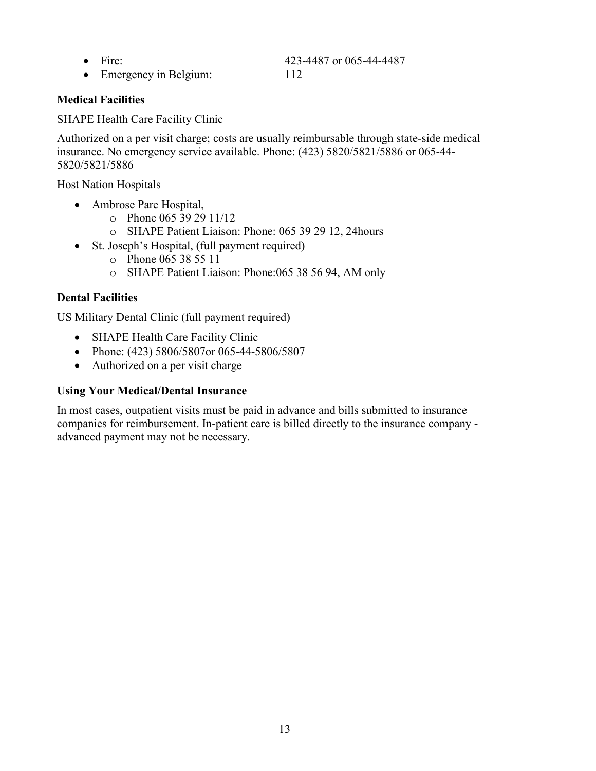- Fire: 423-4487 or 065-44-4487
- Emergency in Belgium: 112

### Medical Facilities

SHAPE Health Care Facility Clinic

Authorized on a per visit charge; costs are usually reimbursable through state-side medical insurance. No emergency service available. Phone: (423) 5820/5821/5886 or 065-44-5820/5821/5886

Host Nation Hospitals

- Ambrose Pare Hospital,
  - Phone 065 39 29 11/12
  - SHAPE Patient Liaison: Phone: 065 39 29 12, 24hours
- St. Joseph's Hospital, (full payment required)
  - Phone 065 38 55 11
  - SHAPE Patient Liaison: Phone:065 38 56 94, AM only

### Dental Facilities

US Military Dental Clinic (full payment required)

- SHAPE Health Care Facility Clinic
- Phone: (423) 5806/5807or 065-44-5806/5807
- Authorized on a per visit charge

### Using Your Medical/Dental Insurance

In most cases, outpatient visits must be paid in advance and bills submitted to insurance companies for reimbursement. In-patient care is billed directly to the insurance company - advanced payment may not be necessary.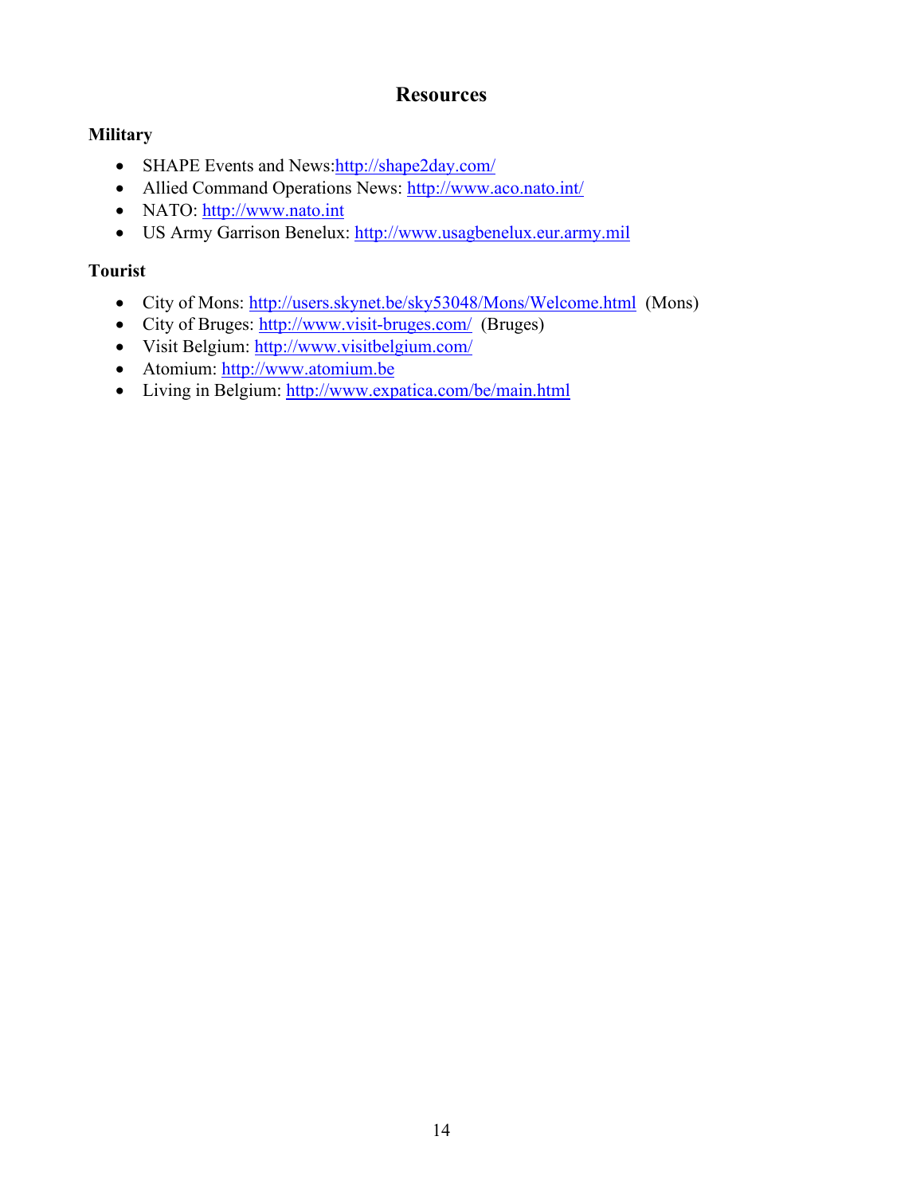# Resources

### Military

- SHAPE Events and News:http://shape2day.com/
- Allied Command Operations News: http://www.aco.nato.int/
- NATO: http://www.nato.int
- US Army Garrison Benelux: http://www.usagbenelux.eur.army.mil

### Tourist

- City of Mons: http://users.skynet.be/sky53048/Mons/Welcome.html (Mons)
- City of Bruges: http://www.visit-bruges.com/ (Bruges)
- Visit Belgium: http://www.visitbelgium.com/
- Atomium: http://www.atomium.be
- Living in Belgium: http://www.expatica.com/be/main.html